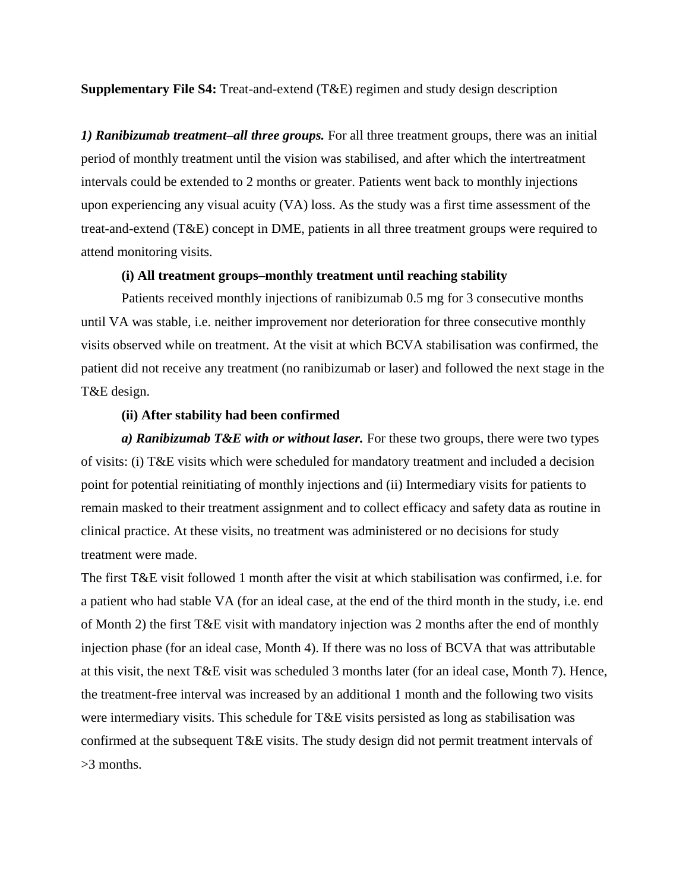**Supplementary File S4:** Treat-and-extend (T&E) regimen and study design description

***1) Ranibizumab treatment–all three groups.*** For all three treatment groups, there was an initial period of monthly treatment until the vision was stabilised, and after which the intertreatment intervals could be extended to 2 months or greater. Patients went back to monthly injections upon experiencing any visual acuity (VA) loss. As the study was a first time assessment of the treat-and-extend (T&E) concept in DME, patients in all three treatment groups were required to attend monitoring visits.

**(i) All treatment groups–monthly treatment until reaching stability**

Patients received monthly injections of ranibizumab 0.5 mg for 3 consecutive months until VA was stable, i.e. neither improvement nor deterioration for three consecutive monthly visits observed while on treatment. At the visit at which BCVA stabilisation was confirmed, the patient did not receive any treatment (no ranibizumab or laser) and followed the next stage in the T&E design.

**(ii) After stability had been confirmed**

***a) Ranibizumab T&E with or without laser.*** For these two groups, there were two types of visits: (i) T&E visits which were scheduled for mandatory treatment and included a decision point for potential reinitiating of monthly injections and (ii) Intermediary visits for patients to remain masked to their treatment assignment and to collect efficacy and safety data as routine in clinical practice. At these visits, no treatment was administered or no decisions for study treatment were made.

The first T&E visit followed 1 month after the visit at which stabilisation was confirmed, i.e. for a patient who had stable VA (for an ideal case, at the end of the third month in the study, i.e. end of Month 2) the first T&E visit with mandatory injection was 2 months after the end of monthly injection phase (for an ideal case, Month 4). If there was no loss of BCVA that was attributable at this visit, the next T&E visit was scheduled 3 months later (for an ideal case, Month 7). Hence, the treatment-free interval was increased by an additional 1 month and the following two visits were intermediary visits. This schedule for T&E visits persisted as long as stabilisation was confirmed at the subsequent T&E visits. The study design did not permit treatment intervals of >3 months.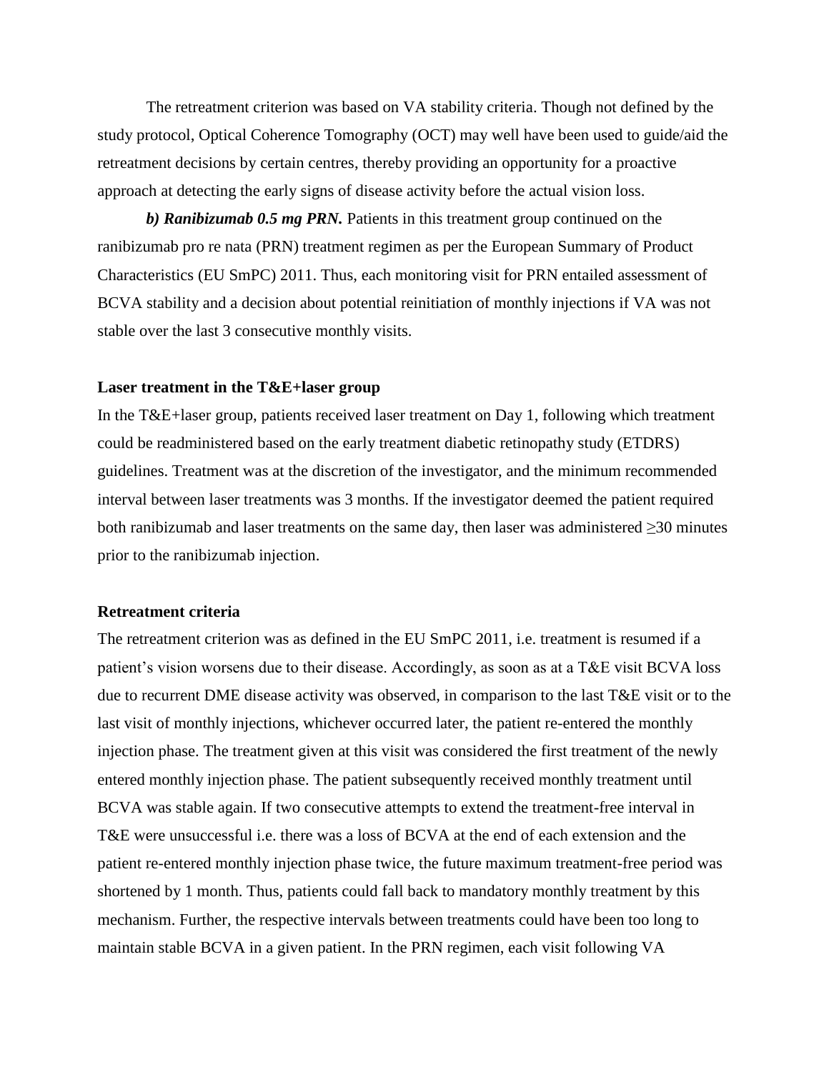The retreatment criterion was based on VA stability criteria. Though not defined by the study protocol, Optical Coherence Tomography (OCT) may well have been used to guide/aid the retreatment decisions by certain centres, thereby providing an opportunity for a proactive approach at detecting the early signs of disease activity before the actual vision loss.

***b) Ranibizumab 0.5 mg PRN.*** Patients in this treatment group continued on the ranibizumab pro re nata (PRN) treatment regimen as per the European Summary of Product Characteristics (EU SmPC) 2011. Thus, each monitoring visit for PRN entailed assessment of BCVA stability and a decision about potential reinitiation of monthly injections if VA was not stable over the last 3 consecutive monthly visits.

**Laser treatment in the T&E+laser group**

In the T&E+laser group, patients received laser treatment on Day 1, following which treatment could be readministered based on the early treatment diabetic retinopathy study (ETDRS) guidelines. Treatment was at the discretion of the investigator, and the minimum recommended interval between laser treatments was 3 months. If the investigator deemed the patient required both ranibizumab and laser treatments on the same day, then laser was administered ≥30 minutes prior to the ranibizumab injection.

**Retreatment criteria**

The retreatment criterion was as defined in the EU SmPC 2011, i.e. treatment is resumed if a patient's vision worsens due to their disease. Accordingly, as soon as at a T&E visit BCVA loss due to recurrent DME disease activity was observed, in comparison to the last T&E visit or to the last visit of monthly injections, whichever occurred later, the patient re-entered the monthly injection phase. The treatment given at this visit was considered the first treatment of the newly entered monthly injection phase. The patient subsequently received monthly treatment until BCVA was stable again. If two consecutive attempts to extend the treatment-free interval in T&E were unsuccessful i.e. there was a loss of BCVA at the end of each extension and the patient re-entered monthly injection phase twice, the future maximum treatment-free period was shortened by 1 month. Thus, patients could fall back to mandatory monthly treatment by this mechanism. Further, the respective intervals between treatments could have been too long to maintain stable BCVA in a given patient. In the PRN regimen, each visit following VA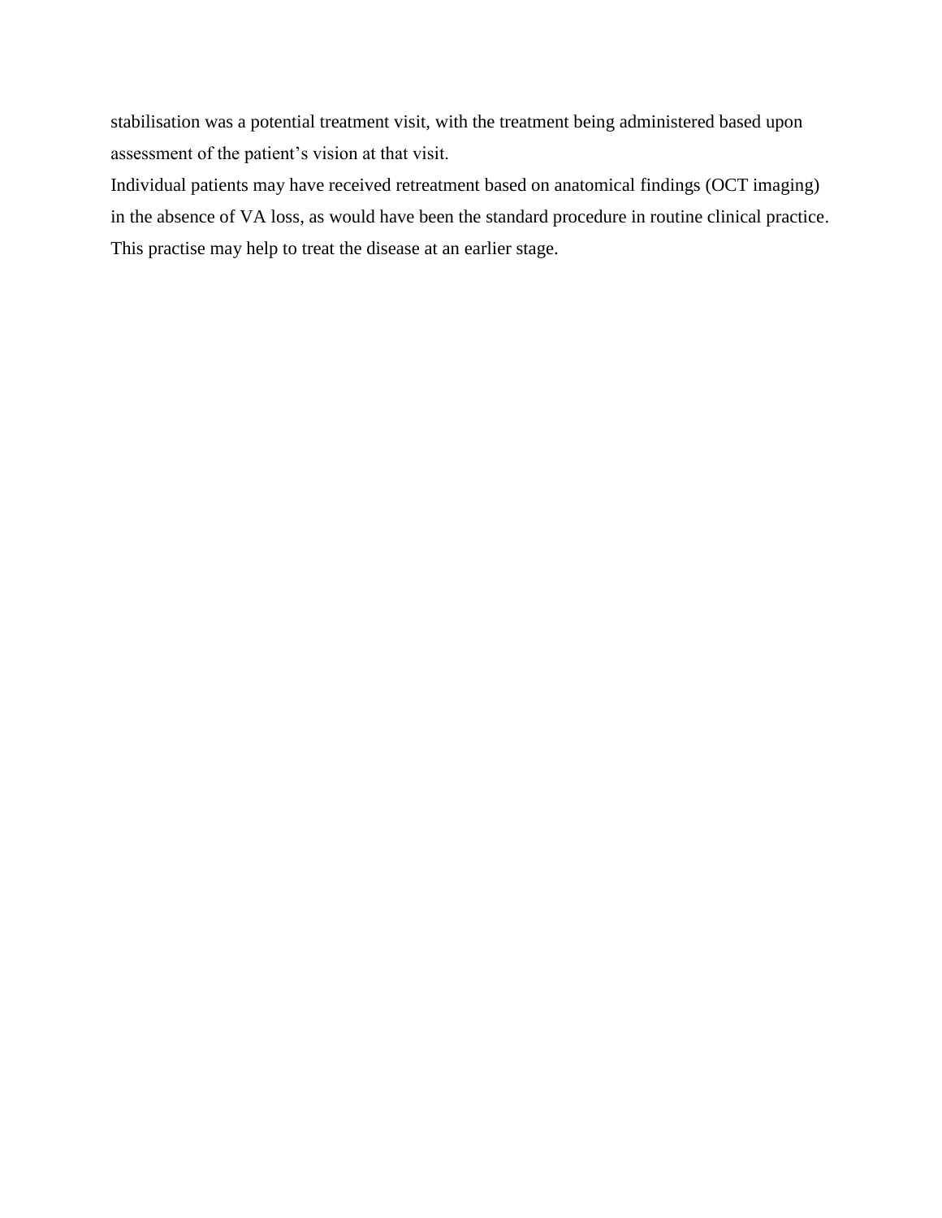stabilisation was a potential treatment visit, with the treatment being administered based upon assessment of the patient's vision at that visit.

Individual patients may have received retreatment based on anatomical findings (OCT imaging) in the absence of VA loss, as would have been the standard procedure in routine clinical practice. This practise may help to treat the disease at an earlier stage.